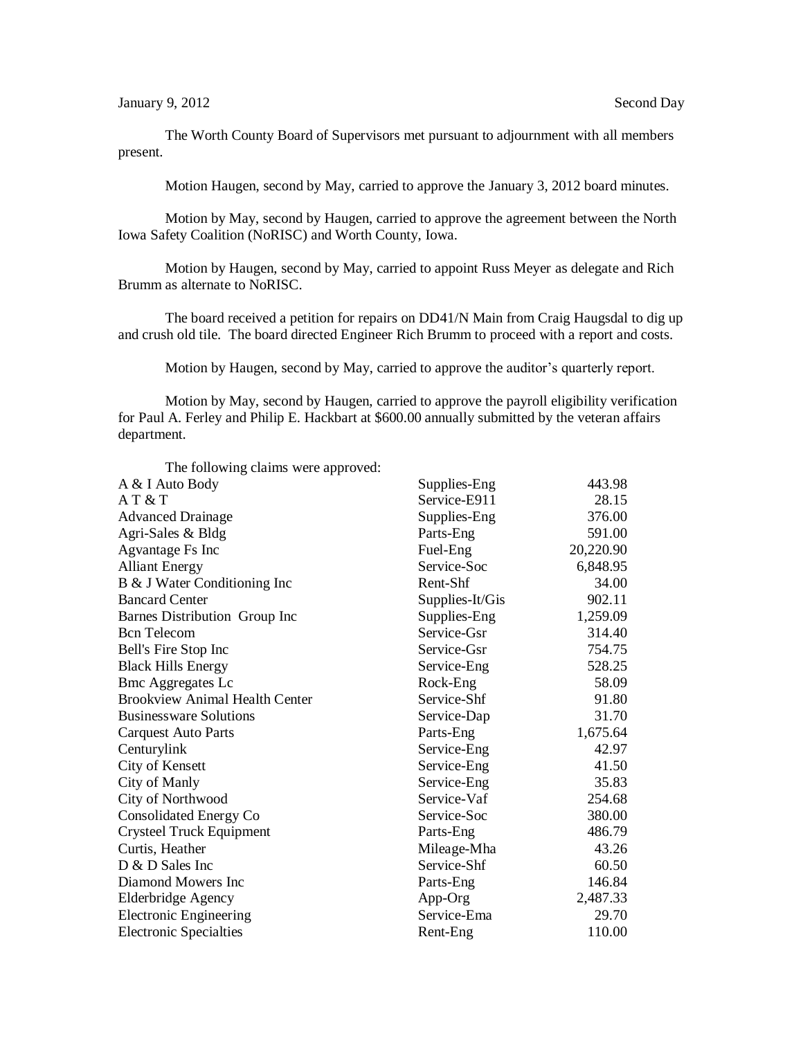January 9, 2012 Second Day

The Worth County Board of Supervisors met pursuant to adjournment with all members present.

Motion Haugen, second by May, carried to approve the January 3, 2012 board minutes.

Motion by May, second by Haugen, carried to approve the agreement between the North Iowa Safety Coalition (NoRISC) and Worth County, Iowa.

Motion by Haugen, second by May, carried to appoint Russ Meyer as delegate and Rich Brumm as alternate to NoRISC.

The board received a petition for repairs on DD41/N Main from Craig Haugsdal to dig up and crush old tile. The board directed Engineer Rich Brumm to proceed with a report and costs.

Motion by Haugen, second by May, carried to approve the auditor's quarterly report.

Motion by May, second by Haugen, carried to approve the payroll eligibility verification for Paul A. Ferley and Philip E. Hackbart at $600.00 annually submitted by the veteran affairs department.

The following claims were approved:

| | | |
|---|---|---|
| A & I Auto Body | Supplies-Eng | 443.98 |
| A T & T | Service-E911 | 28.15 |
| Advanced Drainage | Supplies-Eng | 376.00 |
| Agri-Sales & Bldg | Parts-Eng | 591.00 |
| Agvantage Fs Inc | Fuel-Eng | 20,220.90 |
| Alliant Energy | Service-Soc | 6,848.95 |
| B & J Water Conditioning Inc | Rent-Shf | 34.00 |
| Bancard Center | Supplies-It/Gis | 902.11 |
| Barnes Distribution Group Inc | Supplies-Eng | 1,259.09 |
| Bcn Telecom | Service-Gsr | 314.40 |
| Bell's Fire Stop Inc | Service-Gsr | 754.75 |
| Black Hills Energy | Service-Eng | 528.25 |
| Bmc Aggregates Lc | Rock-Eng | 58.09 |
| Brookview Animal Health Center | Service-Shf | 91.80 |
| Businessware Solutions | Service-Dap | 31.70 |
| Carquest Auto Parts | Parts-Eng | 1,675.64 |
| Centurylink | Service-Eng | 42.97 |
| City of Kensett | Service-Eng | 41.50 |
| City of Manly | Service-Eng | 35.83 |
| City of Northwood | Service-Vaf | 254.68 |
| Consolidated Energy Co | Service-Soc | 380.00 |
| Crysteel Truck Equipment | Parts-Eng | 486.79 |
| Curtis, Heather | Mileage-Mha | 43.26 |
| D & D Sales Inc | Service-Shf | 60.50 |
| Diamond Mowers Inc | Parts-Eng | 146.84 |
| Elderbridge Agency | App-Org | 2,487.33 |
| Electronic Engineering | Service-Ema | 29.70 |
| Electronic Specialties | Rent-Eng | 110.00 |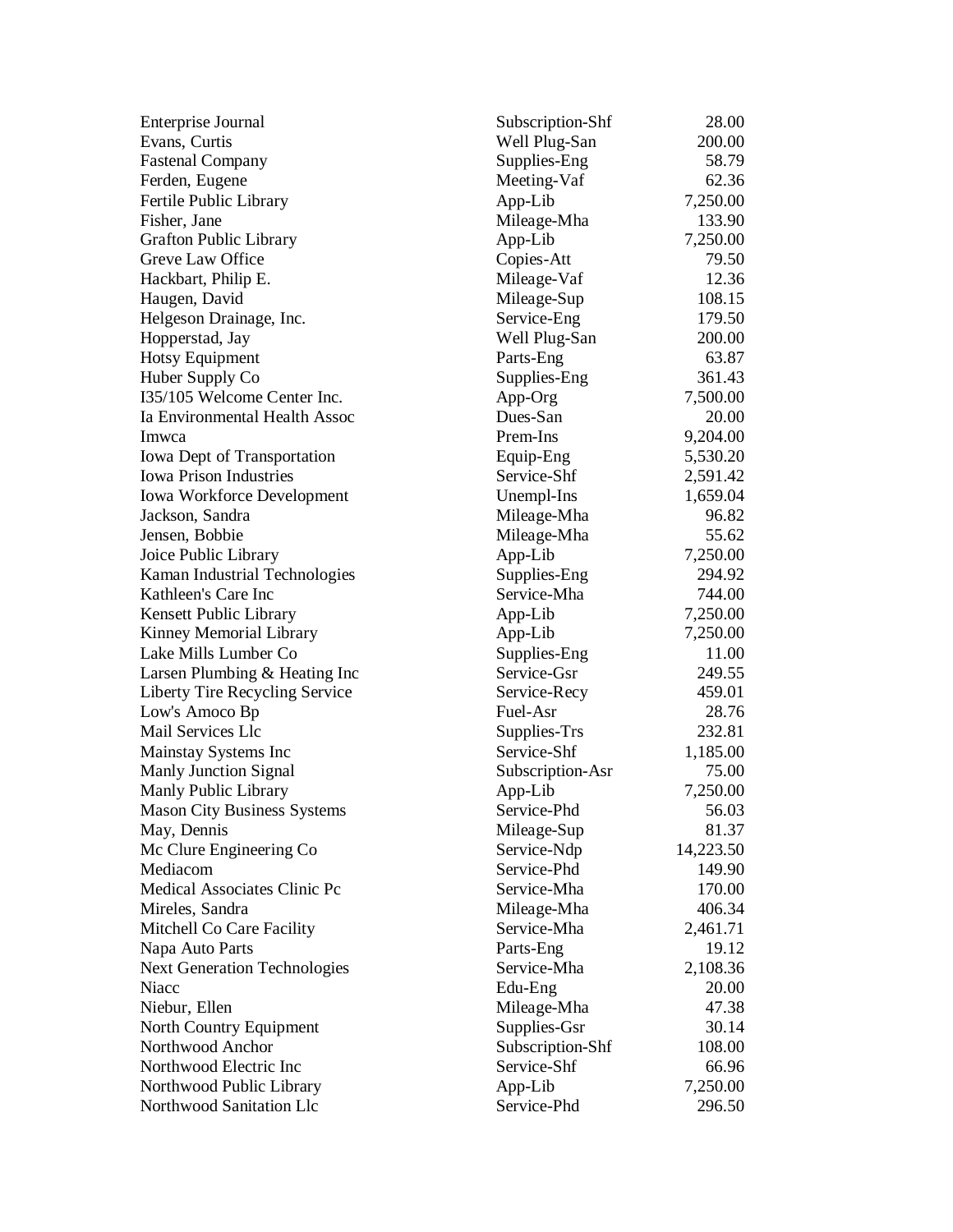| | | |
|---|---|---|
| Enterprise Journal | Subscription-Shf | 28.00 |
| Evans, Curtis | Well Plug-San | 200.00 |
| Fastenal Company | Supplies-Eng | 58.79 |
| Ferden, Eugene | Meeting-Vaf | 62.36 |
| Fertile Public Library | App-Lib | 7,250.00 |
| Fisher, Jane | Mileage-Mha | 133.90 |
| Grafton Public Library | App-Lib | 7,250.00 |
| Greve Law Office | Copies-Att | 79.50 |
| Hackbart, Philip E. | Mileage-Vaf | 12.36 |
| Haugen, David | Mileage-Sup | 108.15 |
| Helgeson Drainage, Inc. | Service-Eng | 179.50 |
| Hopperstad, Jay | Well Plug-San | 200.00 |
| Hotsy Equipment | Parts-Eng | 63.87 |
| Huber Supply Co | Supplies-Eng | 361.43 |
| I35/105 Welcome Center Inc. | App-Org | 7,500.00 |
| Ia Environmental Health Assoc | Dues-San | 20.00 |
| Imwca | Prem-Ins | 9,204.00 |
| Iowa Dept of Transportation | Equip-Eng | 5,530.20 |
| Iowa Prison Industries | Service-Shf | 2,591.42 |
| Iowa Workforce Development | Unempl-Ins | 1,659.04 |
| Jackson, Sandra | Mileage-Mha | 96.82 |
| Jensen, Bobbie | Mileage-Mha | 55.62 |
| Joice Public Library | App-Lib | 7,250.00 |
| Kaman Industrial Technologies | Supplies-Eng | 294.92 |
| Kathleen's Care Inc | Service-Mha | 744.00 |
| Kensett Public Library | App-Lib | 7,250.00 |
| Kinney Memorial Library | App-Lib | 7,250.00 |
| Lake Mills Lumber Co | Supplies-Eng | 11.00 |
| Larsen Plumbing & Heating Inc | Service-Gsr | 249.55 |
| Liberty Tire Recycling Service | Service-Recy | 459.01 |
| Low's Amoco Bp | Fuel-Asr | 28.76 |
| Mail Services Llc | Supplies-Trs | 232.81 |
| Mainstay Systems Inc | Service-Shf | 1,185.00 |
| Manly Junction Signal | Subscription-Asr | 75.00 |
| Manly Public Library | App-Lib | 7,250.00 |
| Mason City Business Systems | Service-Phd | 56.03 |
| May, Dennis | Mileage-Sup | 81.37 |
| Mc Clure Engineering Co | Service-Ndp | 14,223.50 |
| Mediacom | Service-Phd | 149.90 |
| Medical Associates Clinic Pc | Service-Mha | 170.00 |
| Mireles, Sandra | Mileage-Mha | 406.34 |
| Mitchell Co Care Facility | Service-Mha | 2,461.71 |
| Napa Auto Parts | Parts-Eng | 19.12 |
| Next Generation Technologies | Service-Mha | 2,108.36 |
| Niacc | Edu-Eng | 20.00 |
| Niebur, Ellen | Mileage-Mha | 47.38 |
| North Country Equipment | Supplies-Gsr | 30.14 |
| Northwood Anchor | Subscription-Shf | 108.00 |
| Northwood Electric Inc | Service-Shf | 66.96 |
| Northwood Public Library | App-Lib | 7,250.00 |
| Northwood Sanitation Llc | Service-Phd | 296.50 |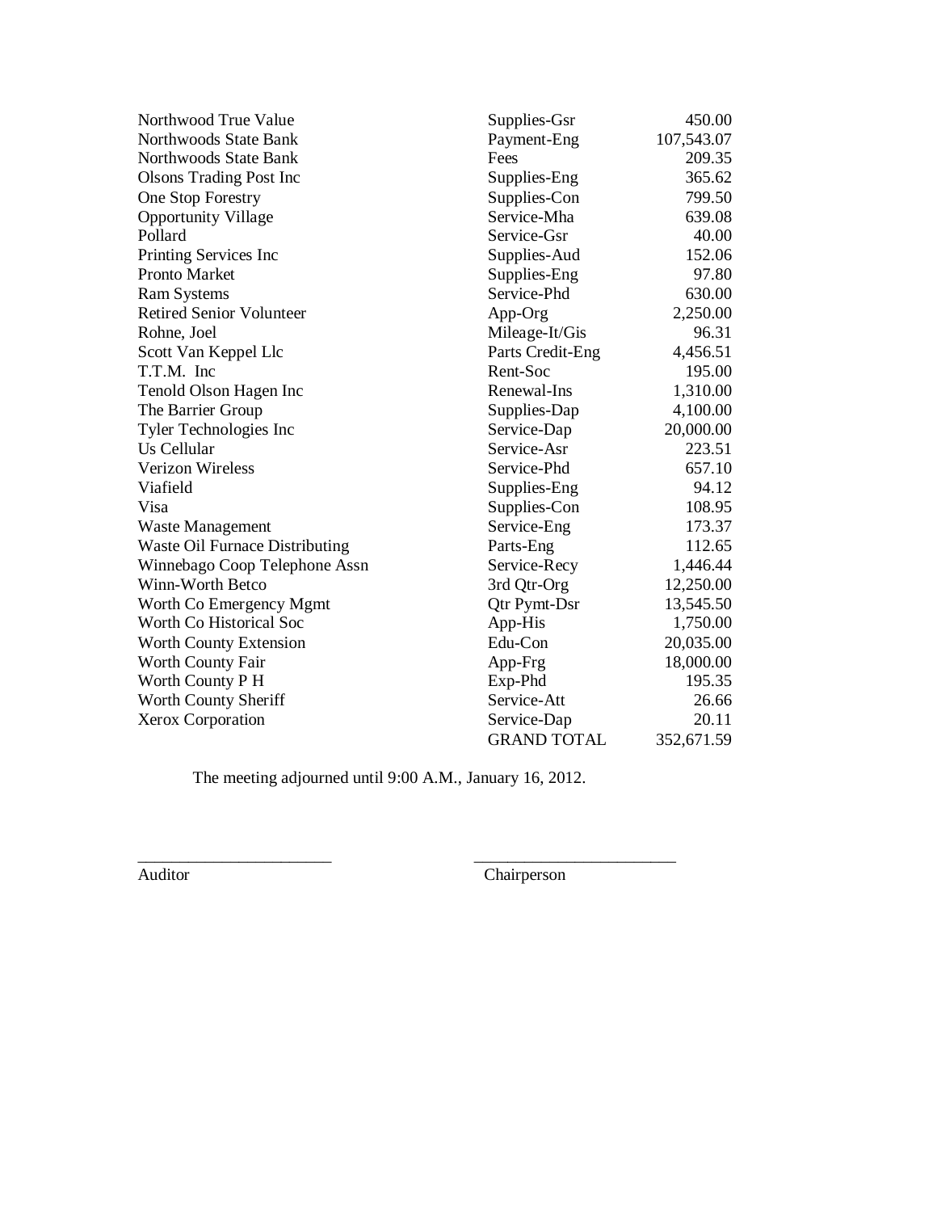| | | |
|---|---|---|
| Northwood True Value | Supplies-Gsr | 450.00 |
| Northwoods State Bank | Payment-Eng | 107,543.07 |
| Northwoods State Bank | Fees | 209.35 |
| Olsons Trading Post Inc | Supplies-Eng | 365.62 |
| One Stop Forestry | Supplies-Con | 799.50 |
| Opportunity Village | Service-Mha | 639.08 |
| Pollard | Service-Gsr | 40.00 |
| Printing Services Inc | Supplies-Aud | 152.06 |
| Pronto Market | Supplies-Eng | 97.80 |
| Ram Systems | Service-Phd | 630.00 |
| Retired Senior Volunteer | App-Org | 2,250.00 |
| Rohne, Joel | Mileage-It/Gis | 96.31 |
| Scott Van Keppel Llc | Parts Credit-Eng | 4,456.51 |
| T.T.M. Inc | Rent-Soc | 195.00 |
| Tenold Olson Hagen Inc | Renewal-Ins | 1,310.00 |
| The Barrier Group | Supplies-Dap | 4,100.00 |
| Tyler Technologies Inc | Service-Dap | 20,000.00 |
| Us Cellular | Service-Asr | 223.51 |
| Verizon Wireless | Service-Phd | 657.10 |
| Viafield | Supplies-Eng | 94.12 |
| Visa | Supplies-Con | 108.95 |
| Waste Management | Service-Eng | 173.37 |
| Waste Oil Furnace Distributing | Parts-Eng | 112.65 |
| Winnebago Coop Telephone Assn | Service-Recy | 1,446.44 |
| Winn-Worth Betco | 3rd Qtr-Org | 12,250.00 |
| Worth Co Emergency Mgmt | Qtr Pymt-Dsr | 13,545.50 |
| Worth Co Historical Soc | App-His | 1,750.00 |
| Worth County Extension | Edu-Con | 20,035.00 |
| Worth County Fair | App-Frg | 18,000.00 |
| Worth County P H | Exp-Phd | 195.35 |
| Worth County Sheriff | Service-Att | 26.66 |
| Xerox Corporation | Service-Dap | 20.11 |
| | GRAND TOTAL | 352,671.59 |

The meeting adjourned until 9:00 A.M., January 16, 2012.

_______________________ _______________________

Auditor Chairperson